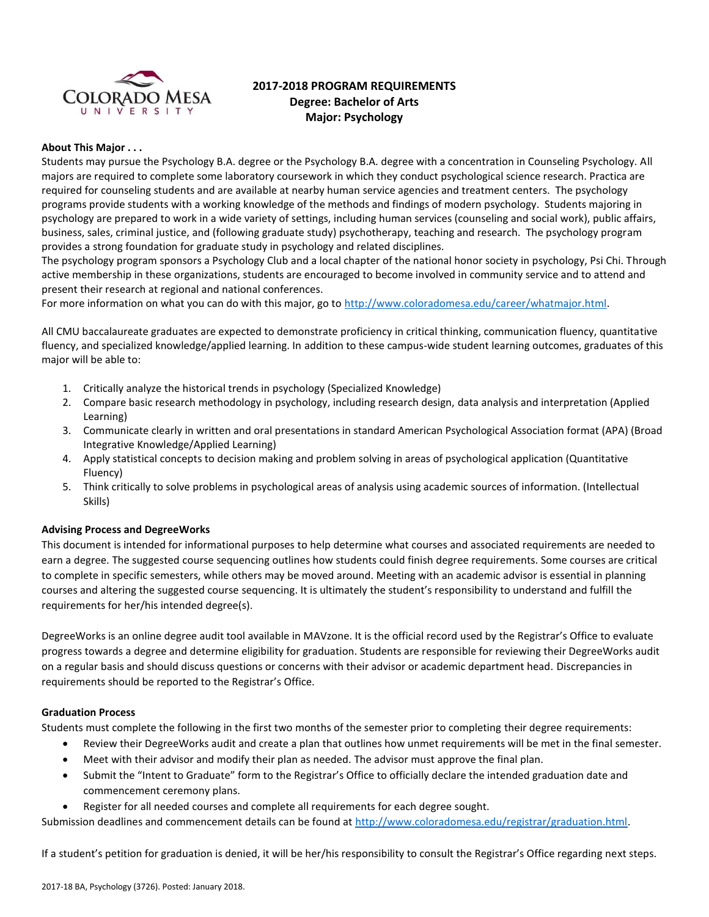# 2017-2018 PROGRAM REQUIREMENTS
## Degree: Bachelor of Arts
## Major: Psychology

**About This Major . . .**

Students may pursue the Psychology B.A. degree or the Psychology B.A. degree with a concentration in Counseling Psychology. All majors are required to complete some laboratory coursework in which they conduct psychological science research. Practica are required for counseling students and are available at nearby human service agencies and treatment centers. The psychology programs provide students with a working knowledge of the methods and findings of modern psychology. Students majoring in psychology are prepared to work in a wide variety of settings, including human services (counseling and social work), public affairs, business, sales, criminal justice, and (following graduate study) psychotherapy, teaching and research. The psychology program provides a strong foundation for graduate study in psychology and related disciplines.

The psychology program sponsors a Psychology Club and a local chapter of the national honor society in psychology, Psi Chi. Through active membership in these organizations, students are encouraged to become involved in community service and to attend and present their research at regional and national conferences.

For more information on what you can do with this major, go to http://www.coloradomesa.edu/career/whatmajor.html.

All CMU baccalaureate graduates are expected to demonstrate proficiency in critical thinking, communication fluency, quantitative fluency, and specialized knowledge/applied learning. In addition to these campus-wide student learning outcomes, graduates of this major will be able to:

1. Critically analyze the historical trends in psychology (Specialized Knowledge)
2. Compare basic research methodology in psychology, including research design, data analysis and interpretation (Applied Learning)
3. Communicate clearly in written and oral presentations in standard American Psychological Association format (APA) (Broad Integrative Knowledge/Applied Learning)
4. Apply statistical concepts to decision making and problem solving in areas of psychological application (Quantitative Fluency)
5. Think critically to solve problems in psychological areas of analysis using academic sources of information. (Intellectual Skills)

**Advising Process and DegreeWorks**

This document is intended for informational purposes to help determine what courses and associated requirements are needed to earn a degree. The suggested course sequencing outlines how students could finish degree requirements. Some courses are critical to complete in specific semesters, while others may be moved around. Meeting with an academic advisor is essential in planning courses and altering the suggested course sequencing. It is ultimately the student's responsibility to understand and fulfill the requirements for her/his intended degree(s).

DegreeWorks is an online degree audit tool available in MAVzone. It is the official record used by the Registrar's Office to evaluate progress towards a degree and determine eligibility for graduation. Students are responsible for reviewing their DegreeWorks audit on a regular basis and should discuss questions or concerns with their advisor or academic department head. Discrepancies in requirements should be reported to the Registrar's Office.

**Graduation Process**

Students must complete the following in the first two months of the semester prior to completing their degree requirements:

- Review their DegreeWorks audit and create a plan that outlines how unmet requirements will be met in the final semester.
- Meet with their advisor and modify their plan as needed. The advisor must approve the final plan.
- Submit the "Intent to Graduate" form to the Registrar's Office to officially declare the intended graduation date and commencement ceremony plans.
- Register for all needed courses and complete all requirements for each degree sought.

Submission deadlines and commencement details can be found at http://www.coloradomesa.edu/registrar/graduation.html.

If a student's petition for graduation is denied, it will be her/his responsibility to consult the Registrar's Office regarding next steps.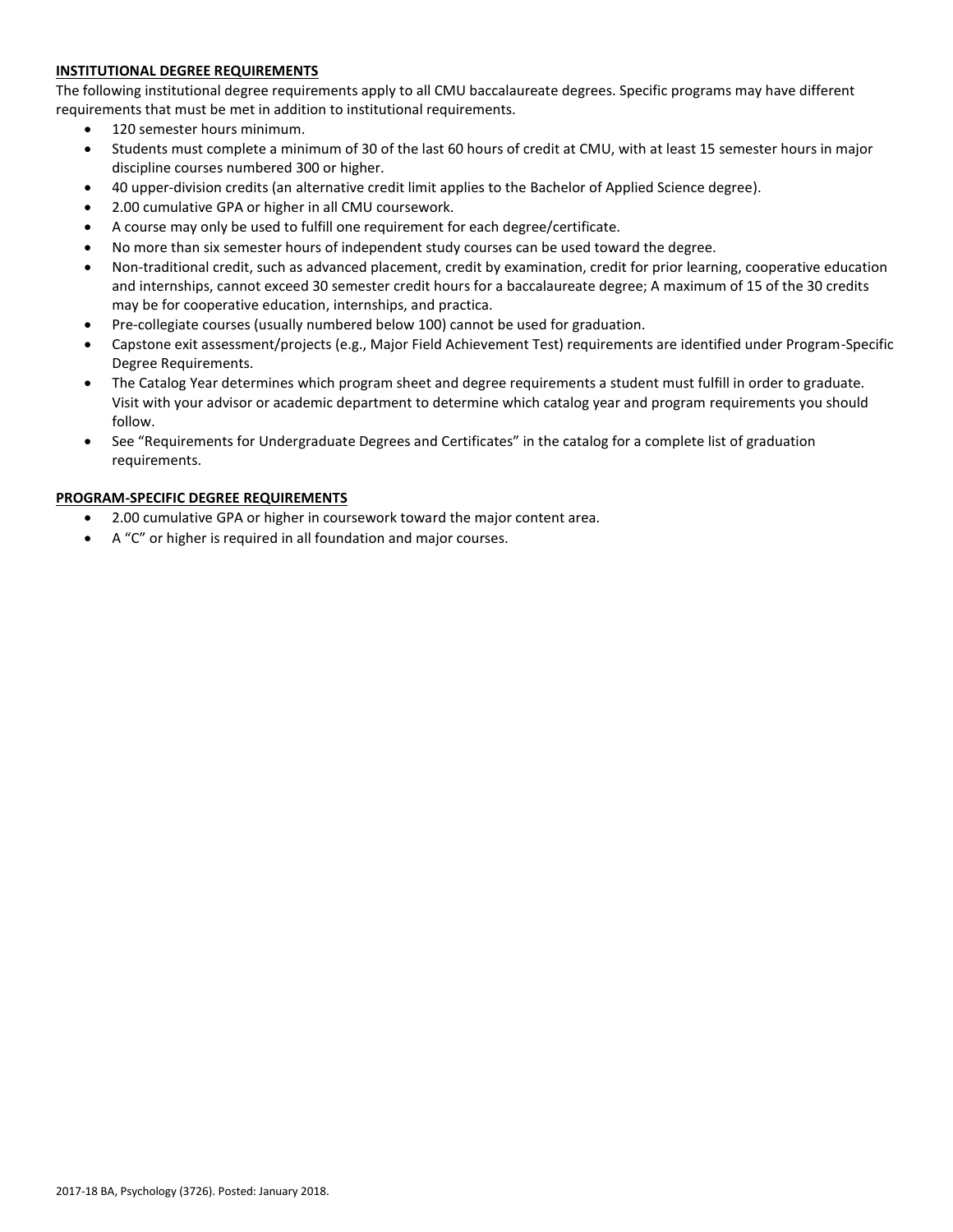**INSTITUTIONAL DEGREE REQUIREMENTS**

The following institutional degree requirements apply to all CMU baccalaureate degrees. Specific programs may have different requirements that must be met in addition to institutional requirements.

- 120 semester hours minimum.
- Students must complete a minimum of 30 of the last 60 hours of credit at CMU, with at least 15 semester hours in major discipline courses numbered 300 or higher.
- 40 upper-division credits (an alternative credit limit applies to the Bachelor of Applied Science degree).
- 2.00 cumulative GPA or higher in all CMU coursework.
- A course may only be used to fulfill one requirement for each degree/certificate.
- No more than six semester hours of independent study courses can be used toward the degree.
- Non-traditional credit, such as advanced placement, credit by examination, credit for prior learning, cooperative education and internships, cannot exceed 30 semester credit hours for a baccalaureate degree; A maximum of 15 of the 30 credits may be for cooperative education, internships, and practica.
- Pre-collegiate courses (usually numbered below 100) cannot be used for graduation.
- Capstone exit assessment/projects (e.g., Major Field Achievement Test) requirements are identified under Program-Specific Degree Requirements.
- The Catalog Year determines which program sheet and degree requirements a student must fulfill in order to graduate. Visit with your advisor or academic department to determine which catalog year and program requirements you should follow.
- See "Requirements for Undergraduate Degrees and Certificates" in the catalog for a complete list of graduation requirements.

**PROGRAM-SPECIFIC DEGREE REQUIREMENTS**

- 2.00 cumulative GPA or higher in coursework toward the major content area.
- A "C" or higher is required in all foundation and major courses.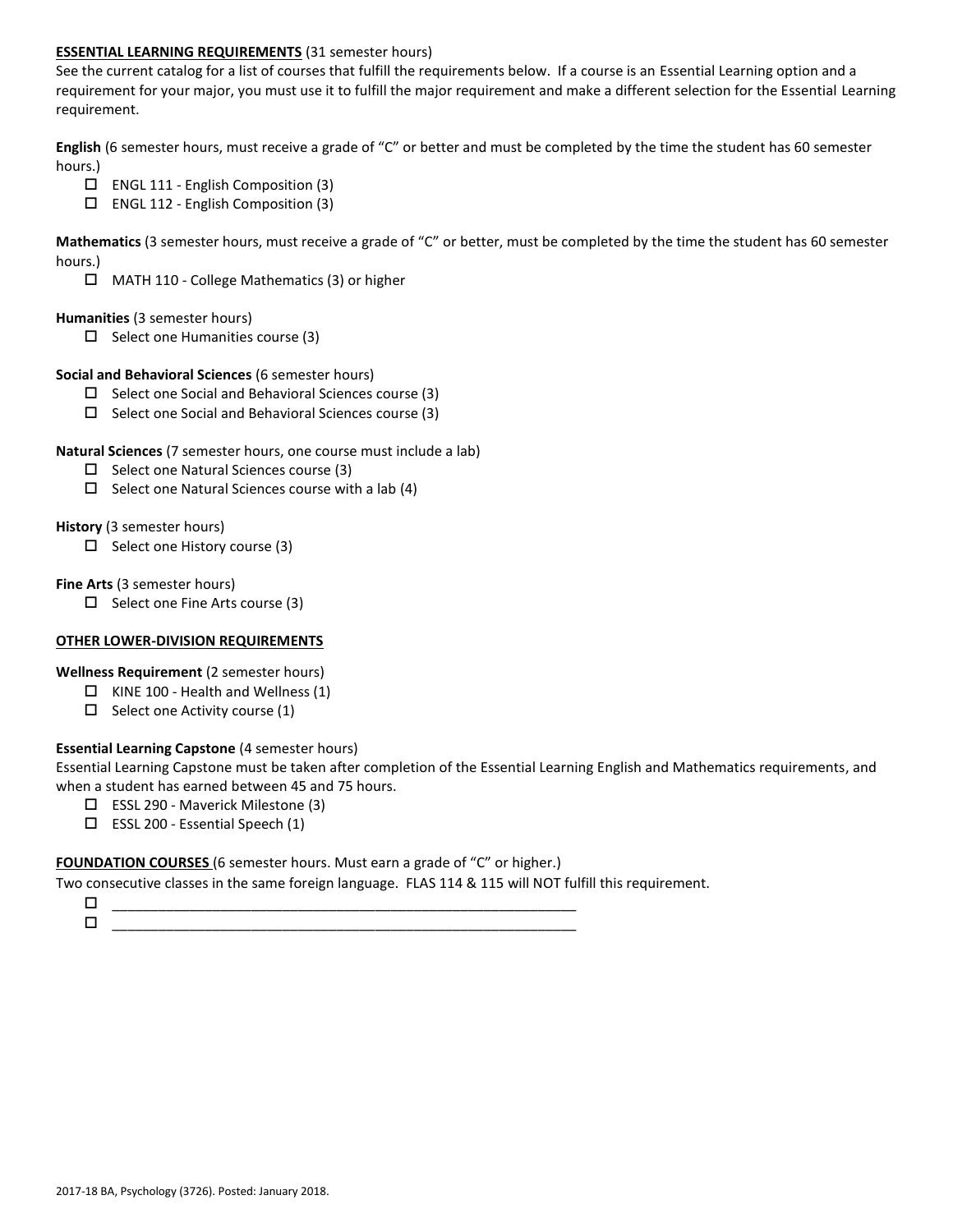**ESSENTIAL LEARNING REQUIREMENTS** (31 semester hours)

See the current catalog for a list of courses that fulfill the requirements below. If a course is an Essential Learning option and a requirement for your major, you must use it to fulfill the major requirement and make a different selection for the Essential Learning requirement.

**English** (6 semester hours, must receive a grade of "C" or better and must be completed by the time the student has 60 semester hours.)

- ☐ ENGL 111 - English Composition (3)
- ☐ ENGL 112 - English Composition (3)

**Mathematics** (3 semester hours, must receive a grade of "C" or better, must be completed by the time the student has 60 semester hours.)

- ☐ MATH 110 - College Mathematics (3) or higher

**Humanities** (3 semester hours)

- ☐ Select one Humanities course (3)

**Social and Behavioral Sciences** (6 semester hours)

- ☐ Select one Social and Behavioral Sciences course (3)
- ☐ Select one Social and Behavioral Sciences course (3)

**Natural Sciences** (7 semester hours, one course must include a lab)

- ☐ Select one Natural Sciences course (3)
- ☐ Select one Natural Sciences course with a lab (4)

**History** (3 semester hours)

- ☐ Select one History course (3)

**Fine Arts** (3 semester hours)

- ☐ Select one Fine Arts course (3)

**OTHER LOWER-DIVISION REQUIREMENTS**

**Wellness Requirement** (2 semester hours)

- ☐ KINE 100 - Health and Wellness (1)
- ☐ Select one Activity course (1)

**Essential Learning Capstone** (4 semester hours)

Essential Learning Capstone must be taken after completion of the Essential Learning English and Mathematics requirements, and when a student has earned between 45 and 75 hours.

- ☐ ESSL 290 - Maverick Milestone (3)
- ☐ ESSL 200 - Essential Speech (1)

**FOUNDATION COURSES** (6 semester hours. Must earn a grade of "C" or higher.)

Two consecutive classes in the same foreign language. FLAS 114 & 115 will NOT fulfill this requirement.

- ☐ _______________________________________________
- ☐ _______________________________________________

2017-18 BA, Psychology (3726). Posted: January 2018.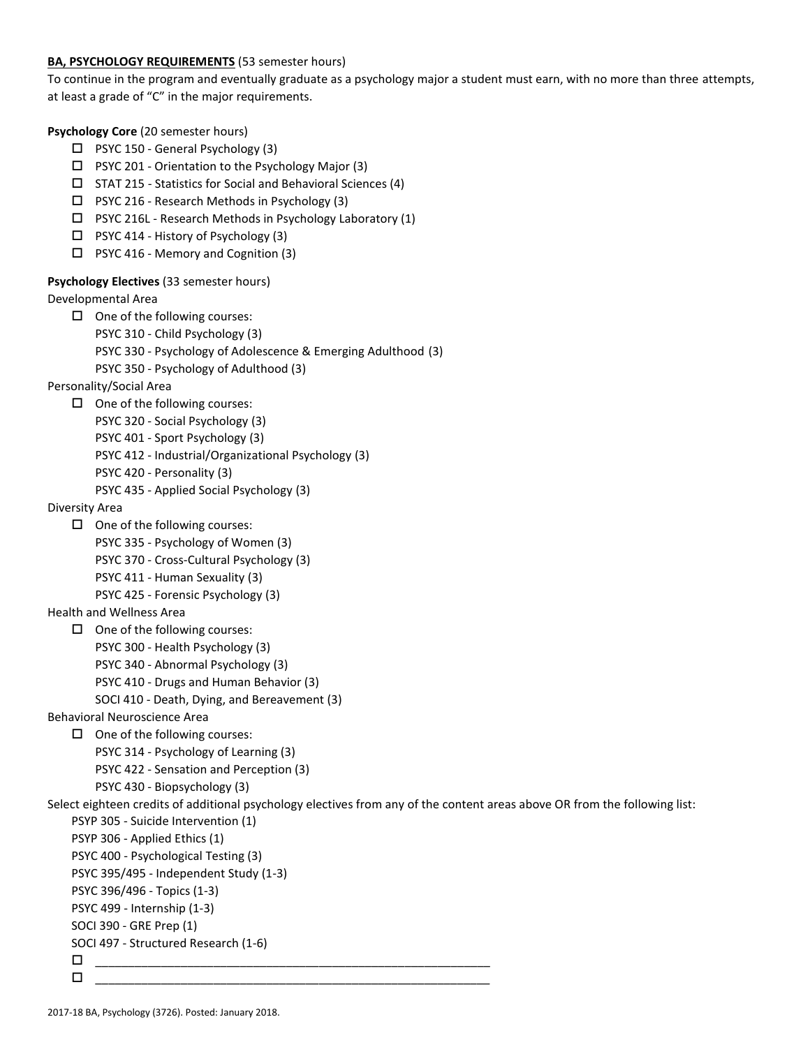**BA, PSYCHOLOGY REQUIREMENTS** (53 semester hours)

To continue in the program and eventually graduate as a psychology major a student must earn, with no more than three attempts, at least a grade of "C" in the major requirements.

**Psychology Core** (20 semester hours)

- ☐ PSYC 150 - General Psychology (3)
- ☐ PSYC 201 - Orientation to the Psychology Major (3)
- ☐ STAT 215 - Statistics for Social and Behavioral Sciences (4)
- ☐ PSYC 216 - Research Methods in Psychology (3)
- ☐ PSYC 216L - Research Methods in Psychology Laboratory (1)
- ☐ PSYC 414 - History of Psychology (3)
- ☐ PSYC 416 - Memory and Cognition (3)

**Psychology Electives** (33 semester hours)

Developmental Area

- ☐ One of the following courses:
  - PSYC 310 - Child Psychology (3)
  - PSYC 330 - Psychology of Adolescence & Emerging Adulthood (3)
  - PSYC 350 - Psychology of Adulthood (3)

Personality/Social Area

- ☐ One of the following courses:
  - PSYC 320 - Social Psychology (3)
  - PSYC 401 - Sport Psychology (3)
  - PSYC 412 - Industrial/Organizational Psychology (3)
  - PSYC 420 - Personality (3)
  - PSYC 435 - Applied Social Psychology (3)

Diversity Area

- ☐ One of the following courses:
  - PSYC 335 - Psychology of Women (3)
  - PSYC 370 - Cross-Cultural Psychology (3)
  - PSYC 411 - Human Sexuality (3)
  - PSYC 425 - Forensic Psychology (3)

Health and Wellness Area

- ☐ One of the following courses:
  - PSYC 300 - Health Psychology (3)
  - PSYC 340 - Abnormal Psychology (3)
  - PSYC 410 - Drugs and Human Behavior (3)
  - SOCI 410 - Death, Dying, and Bereavement (3)

Behavioral Neuroscience Area

- ☐ One of the following courses:
  - PSYC 314 - Psychology of Learning (3)
  - PSYC 422 - Sensation and Perception (3)
  - PSYC 430 - Biopsychology (3)

Select eighteen credits of additional psychology electives from any of the content areas above OR from the following list:

- PSYP 305 - Suicide Intervention (1)
- PSYP 306 - Applied Ethics (1)
- PSYC 400 - Psychological Testing (3)
- PSYC 395/495 - Independent Study (1-3)
- PSYC 396/496 - Topics (1-3)
- PSYC 499 - Internship (1-3)
- SOCI 390 - GRE Prep (1)
- SOCI 497 - Structured Research (1-6)

☐ ____________________________________________________________

☐ ____________________________________________________________

2017-18 BA, Psychology (3726). Posted: January 2018.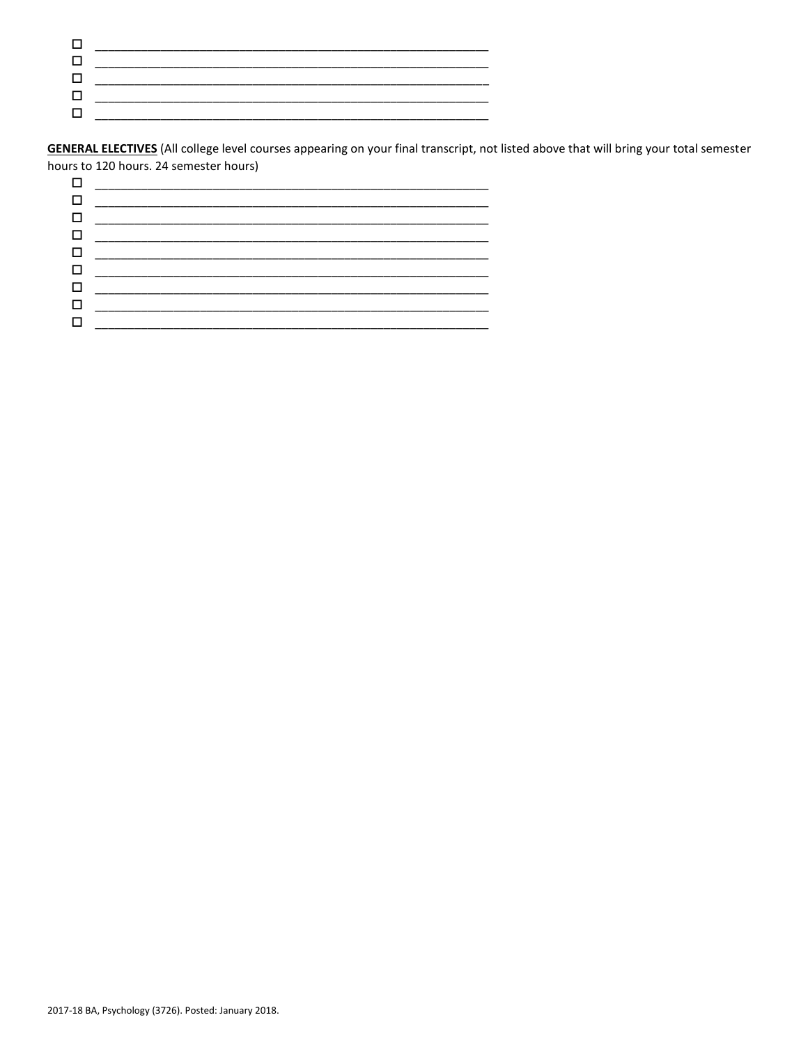- ☐ ____________________________________________________________
- ☐ ____________________________________________________________
- ☐ ____________________________________________________________
- ☐ ____________________________________________________________
- ☐ ____________________________________________________________

**GENERAL ELECTIVES** (All college level courses appearing on your final transcript, not listed above that will bring your total semester hours to 120 hours. 24 semester hours)

- ☐ ____________________________________________________________
- ☐ ____________________________________________________________
- ☐ ____________________________________________________________
- ☐ ____________________________________________________________
- ☐ ____________________________________________________________
- ☐ ____________________________________________________________
- ☐ ____________________________________________________________
- ☐ ____________________________________________________________
- ☐ ____________________________________________________________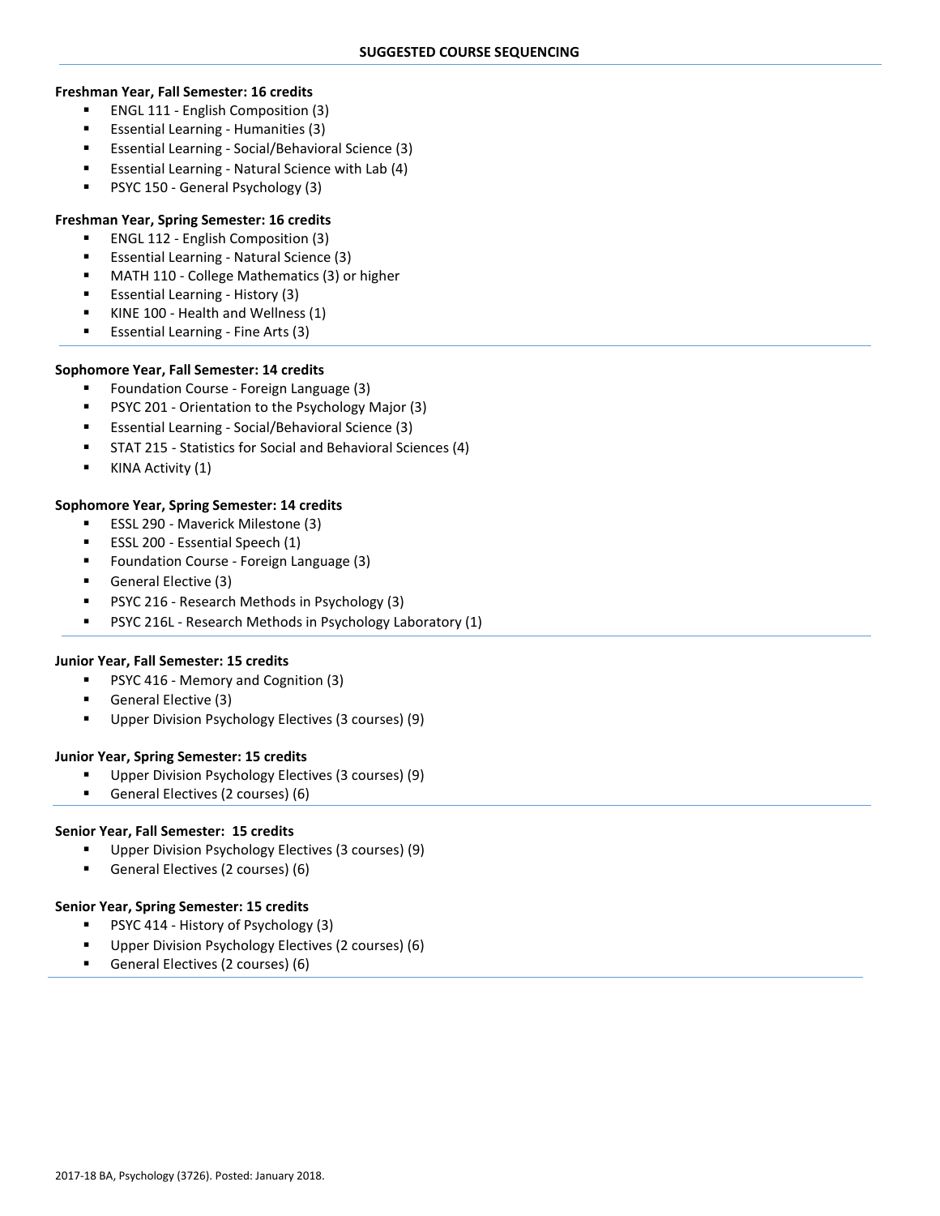## SUGGESTED COURSE SEQUENCING

**Freshman Year, Fall Semester: 16 credits**

- ENGL 111 - English Composition (3)
- Essential Learning - Humanities (3)
- Essential Learning - Social/Behavioral Science (3)
- Essential Learning - Natural Science with Lab (4)
- PSYC 150 - General Psychology (3)

**Freshman Year, Spring Semester: 16 credits**

- ENGL 112 - English Composition (3)
- Essential Learning - Natural Science (3)
- MATH 110 - College Mathematics (3) or higher
- Essential Learning - History (3)
- KINE 100 - Health and Wellness (1)
- Essential Learning - Fine Arts (3)

**Sophomore Year, Fall Semester: 14 credits**

- Foundation Course - Foreign Language (3)
- PSYC 201 - Orientation to the Psychology Major (3)
- Essential Learning - Social/Behavioral Science (3)
- STAT 215 - Statistics for Social and Behavioral Sciences (4)
- KINA Activity (1)

**Sophomore Year, Spring Semester: 14 credits**

- ESSL 290 - Maverick Milestone (3)
- ESSL 200 - Essential Speech (1)
- Foundation Course - Foreign Language (3)
- General Elective (3)
- PSYC 216 - Research Methods in Psychology (3)
- PSYC 216L - Research Methods in Psychology Laboratory (1)

**Junior Year, Fall Semester: 15 credits**

- PSYC 416 - Memory and Cognition (3)
- General Elective (3)
- Upper Division Psychology Electives (3 courses) (9)

**Junior Year, Spring Semester: 15 credits**

- Upper Division Psychology Electives (3 courses) (9)
- General Electives (2 courses) (6)

**Senior Year, Fall Semester: 15 credits**

- Upper Division Psychology Electives (3 courses) (9)
- General Electives (2 courses) (6)

**Senior Year, Spring Semester: 15 credits**

- PSYC 414 - History of Psychology (3)
- Upper Division Psychology Electives (2 courses) (6)
- General Electives (2 courses) (6)